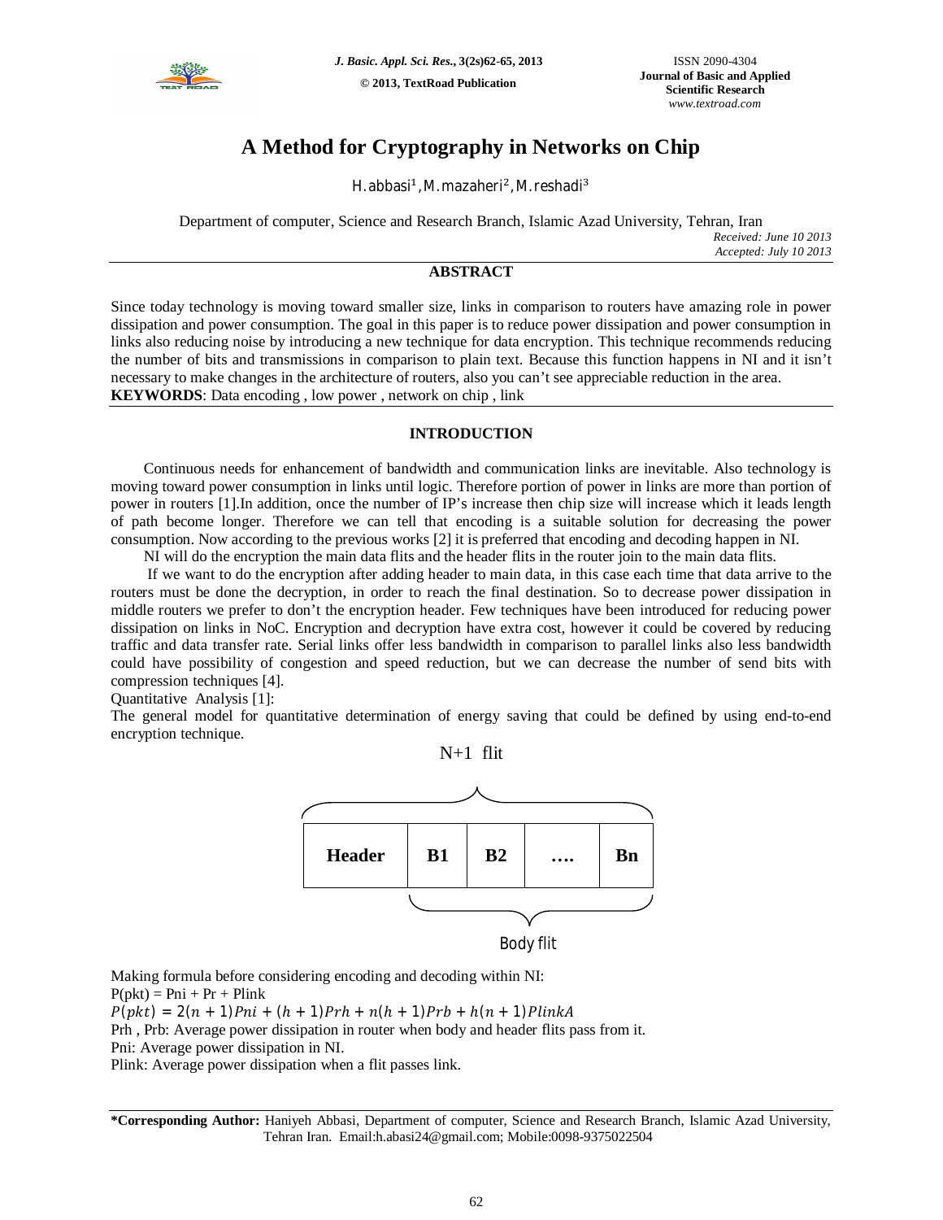# A Method for Cryptography in Networks on Chip

H.abbasi[1], M.mazaheri[2], M.reshadi[3]

Department of computer, Science and Research Branch, Islamic Azad University, Tehran, Iran

*Received: June 10 2013*
*Accepted: July 10 2013*

## ABSTRACT

Since today technology is moving toward smaller size, links in comparison to routers have amazing role in power dissipation and power consumption. The goal in this paper is to reduce power dissipation and power consumption in links also reducing noise by introducing a new technique for data encryption. This technique recommends reducing the number of bits and transmissions in comparison to plain text. Because this function happens in NI and it isn't necessary to make changes in the architecture of routers, also you can't see appreciable reduction in the area.

**KEYWORDS**: Data encoding , low power , network on chip , link

## INTRODUCTION

Continuous needs for enhancement of bandwidth and communication links are inevitable. Also technology is moving toward power consumption in links until logic. Therefore portion of power in links are more than portion of power in routers [1].In addition, once the number of IP's increase then chip size will increase which it leads length of path become longer. Therefore we can tell that encoding is a suitable solution for decreasing the power consumption. Now according to the previous works [2] it is preferred that encoding and decoding happen in NI.

NI will do the encryption the main data flits and the header flits in the router join to the main data flits.

If we want to do the encryption after adding header to main data, in this case each time that data arrive to the routers must be done the decryption, in order to reach the final destination. So to decrease power dissipation in middle routers we prefer to don't the encryption header. Few techniques have been introduced for reducing power dissipation on links in NoC. Encryption and decryption have extra cost, however it could be covered by reducing traffic and data transfer rate. Serial links offer less bandwidth in comparison to parallel links also less bandwidth could have possibility of congestion and speed reduction, but we can decrease the number of send bits with compression techniques [4].

Quantitative Analysis [1]:

The general model for quantitative determination of energy saving that could be defined by using end-to-end encryption technique.

N+1 flit

| Header | B1 | B2 | …. | Bn |
|---|---|---|---|---|

Body flit

Making formula before considering encoding and decoding within NI:

$P(pkt) = Pni + Pr + Plink$

$P(pkt) = 2(n+1)Pni + (h+1)Prh + n(h+1)Prb + h(n+1)PlinkA$

Prh , Prb: Average power dissipation in router when body and header flits pass from it.

Pni: Average power dissipation in NI.

Plink: Average power dissipation when a flit passes link.

**\*Corresponding Author:** Haniyeh Abbasi, Department of computer, Science and Research Branch, Islamic Azad University, Tehran Iran. Email:h.abasi24@gmail.com; Mobile:0098-9375022504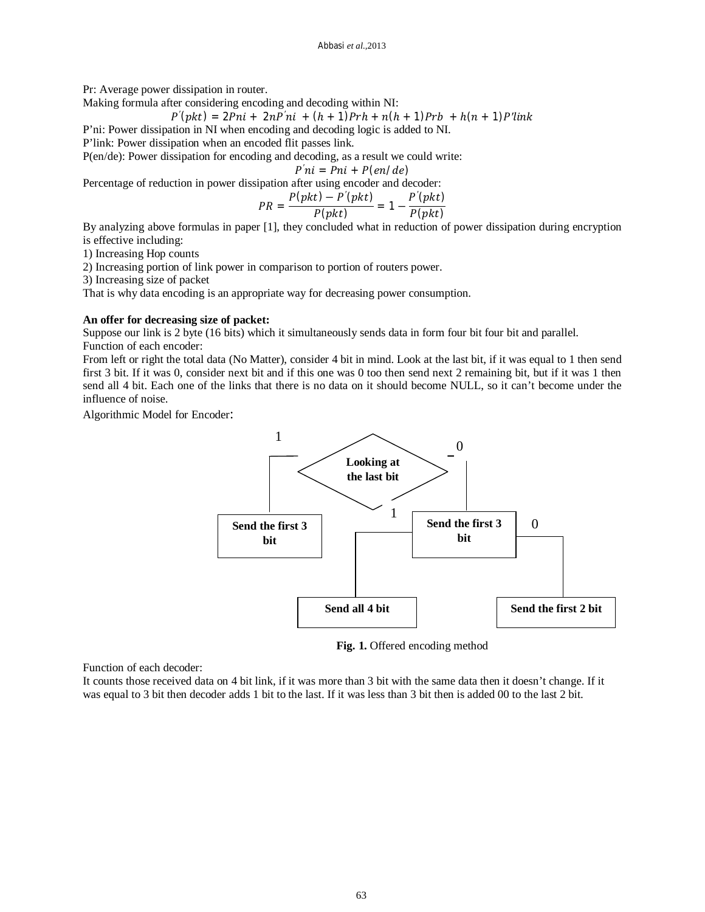Pr: Average power dissipation in router.

Making formula after considering encoding and decoding within NI:

$$P'(pkt) = 2Pni + 2nP'ni + (h+1)Prh + n(h+1)Prb + h(n+1)P'link$$

P'ni: Power dissipation in NI when encoding and decoding logic is added to NI.

P'link: Power dissipation when an encoded flit passes link.

P(en/de): Power dissipation for encoding and decoding, as a result we could write:

$$P'ni = Pni + P(en/de)$$

Percentage of reduction in power dissipation after using encoder and decoder:

$$PR = \frac{P(pkt) - P'(pkt)}{P(pkt)} = 1 - \frac{P'(pkt)}{P(pkt)}$$

By analyzing above formulas in paper [1], they concluded what in reduction of power dissipation during encryption is effective including:

1) Increasing Hop counts
2) Increasing portion of link power in comparison to portion of routers power.
3) Increasing size of packet

That is why data encoding is an appropriate way for decreasing power consumption.

**An offer for decreasing size of packet:**

Suppose our link is 2 byte (16 bits) which it simultaneously sends data in form four bit four bit and parallel.

Function of each encoder:

From left or right the total data (No Matter), consider 4 bit in mind. Look at the last bit, if it was equal to 1 then send first 3 bit. If it was 0, consider next bit and if this one was 0 too then send next 2 remaining bit, but if it was 1 then send all 4 bit. Each one of the links that there is no data on it should become NULL, so it can't become under the influence of noise.

Algorithmic Model for Encoder:

```
                    Looking at the last bit
              1 /                          \ 0
   Send the first 3 bit              Send the first 3 bit
                                   1 /                \ 0
                            Send all 4 bit      Send the first 2 bit
```

**Fig. 1.** Offered encoding method

Function of each decoder:

It counts those received data on 4 bit link, if it was more than 3 bit with the same data then it doesn't change. If it was equal to 3 bit then decoder adds 1 bit to the last. If it was less than 3 bit then is added 00 to the last 2 bit.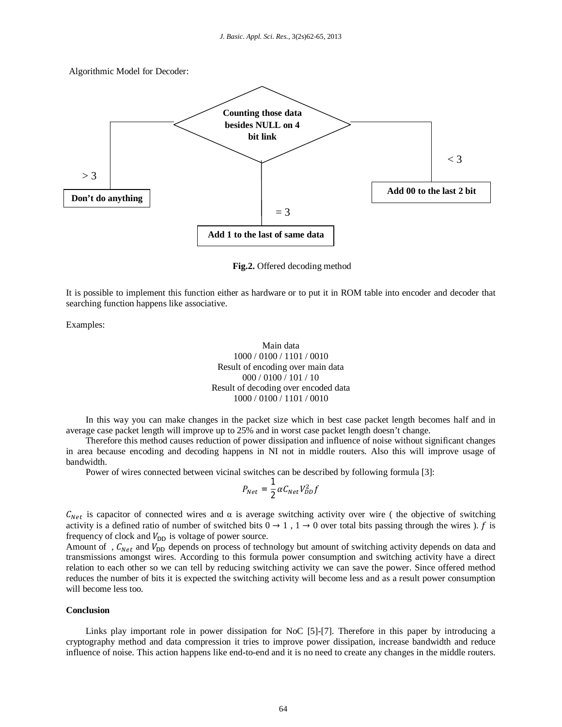Algorithmic Model for Decoder:

Counting those data besides NULL on 4 bit link

> 3: Don't do anything

= 3: Add 1 to the last of same data

< 3: Add 00 to the last 2 bit

**Fig.2.** Offered decoding method

It is possible to implement this function either as hardware or to put it in ROM table into encoder and decoder that searching function happens like associative.

Examples:

Main data
1000 / 0100 / 1101 / 0010
Result of encoding over main data
000 / 0100 / 101 / 10
Result of decoding over encoded data
1000 / 0100 / 1101 / 0010

In this way you can make changes in the packet size which in best case packet length becomes half and in average case packet length will improve up to 25% and in worst case packet length doesn't change.

Therefore this method causes reduction of power dissipation and influence of noise without significant changes in area because encoding and decoding happens in NI not in middle routers. Also this will improve usage of bandwidth.

Power of wires connected between vicinal switches can be described by following formula [3]:

$$P_{Net} = \frac{1}{2}\alpha C_{Net} V_{DD}^{2} f$$

$C_{Net}$ is capacitor of connected wires and α is average switching activity over wire ( the objective of switching activity is a defined ratio of number of switched bits $0 \rightarrow 1$ , $1 \rightarrow 0$ over total bits passing through the wires ). $f$ is frequency of clock and $V_{DD}$ is voltage of power source.

Amount of , $C_{Net}$ and $V_{DD}$ depends on process of technology but amount of switching activity depends on data and transmissions amongst wires. According to this formula power consumption and switching activity have a direct relation to each other so we can tell by reducing switching activity we can save the power. Since offered method reduces the number of bits it is expected the switching activity will become less and as a result power consumption will become less too.

## Conclusion

Links play important role in power dissipation for NoC [5]-[7]. Therefore in this paper by introducing a cryptography method and data compression it tries to improve power dissipation, increase bandwidth and reduce influence of noise. This action happens like end-to-end and it is no need to create any changes in the middle routers.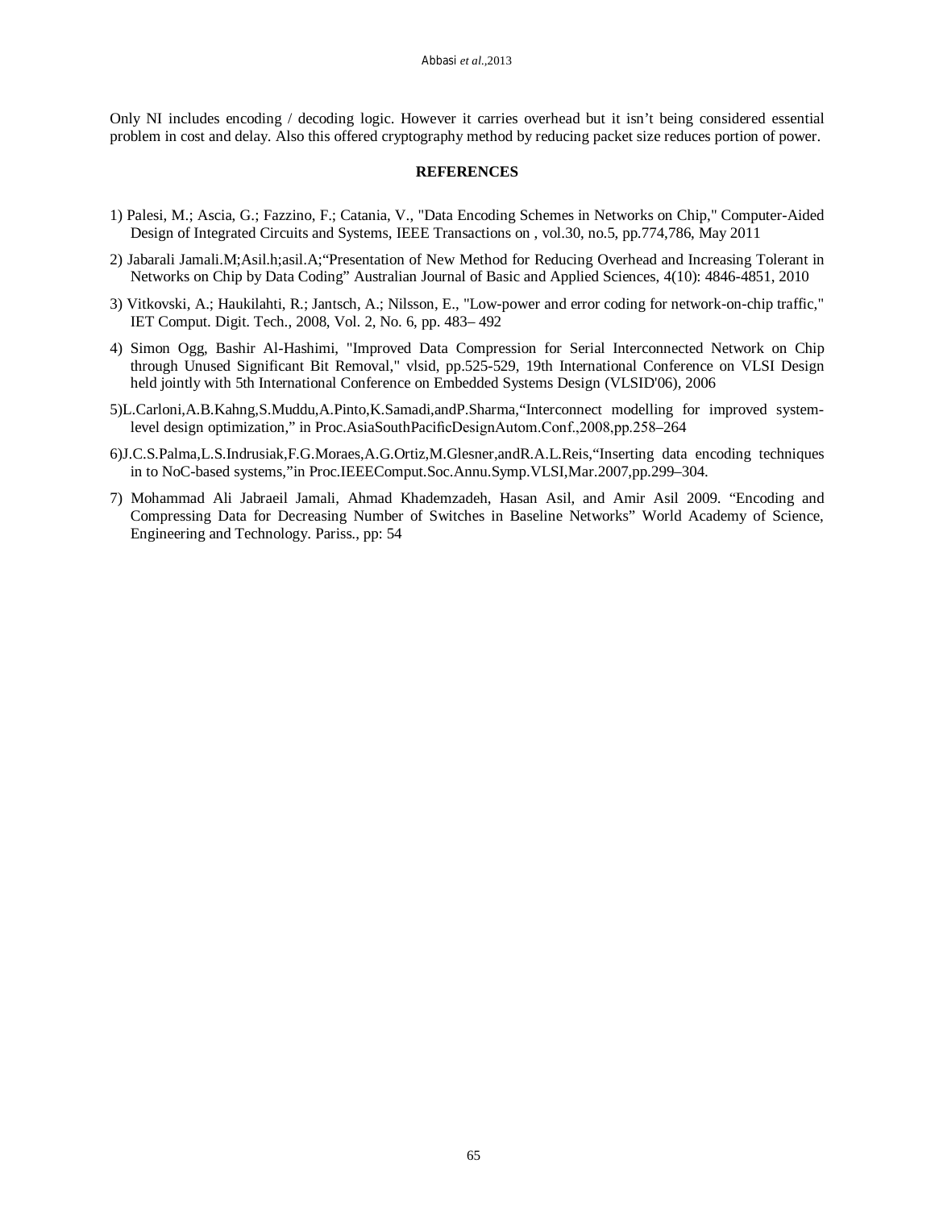Only NI includes encoding / decoding logic. However it carries overhead but it isn't being considered essential problem in cost and delay. Also this offered cryptography method by reducing packet size reduces portion of power.

## REFERENCES

1) Palesi, M.; Ascia, G.; Fazzino, F.; Catania, V., "Data Encoding Schemes in Networks on Chip," Computer-Aided Design of Integrated Circuits and Systems, IEEE Transactions on , vol.30, no.5, pp.774,786, May 2011

2) Jabarali Jamali.M;Asil.h;asil.A;"Presentation of New Method for Reducing Overhead and Increasing Tolerant in Networks on Chip by Data Coding" Australian Journal of Basic and Applied Sciences, 4(10): 4846-4851, 2010

3) Vitkovski, A.; Haukilahti, R.; Jantsch, A.; Nilsson, E., "Low-power and error coding for network-on-chip traffic," IET Comput. Digit. Tech., 2008, Vol. 2, No. 6, pp. 483– 492

4) Simon Ogg, Bashir Al-Hashimi, "Improved Data Compression for Serial Interconnected Network on Chip through Unused Significant Bit Removal," vlsid, pp.525-529, 19th International Conference on VLSI Design held jointly with 5th International Conference on Embedded Systems Design (VLSID'06), 2006

5)L.Carloni,A.B.Kahng,S.Muddu,A.Pinto,K.Samadi,andP.Sharma,"Interconnect modelling for improved system-level design optimization," in Proc.AsiaSouthPacificDesignAutom.Conf.,2008,pp.258–264

6)J.C.S.Palma,L.S.Indrusiak,F.G.Moraes,A.G.Ortiz,M.Glesner,andR.A.L.Reis,"Inserting data encoding techniques in to NoC-based systems,"in Proc.IEEEComput.Soc.Annu.Symp.VLSI,Mar.2007,pp.299–304.

7) Mohammad Ali Jabraeil Jamali, Ahmad Khademzadeh, Hasan Asil, and Amir Asil 2009. "Encoding and Compressing Data for Decreasing Number of Switches in Baseline Networks" World Academy of Science, Engineering and Technology. Pariss., pp: 54